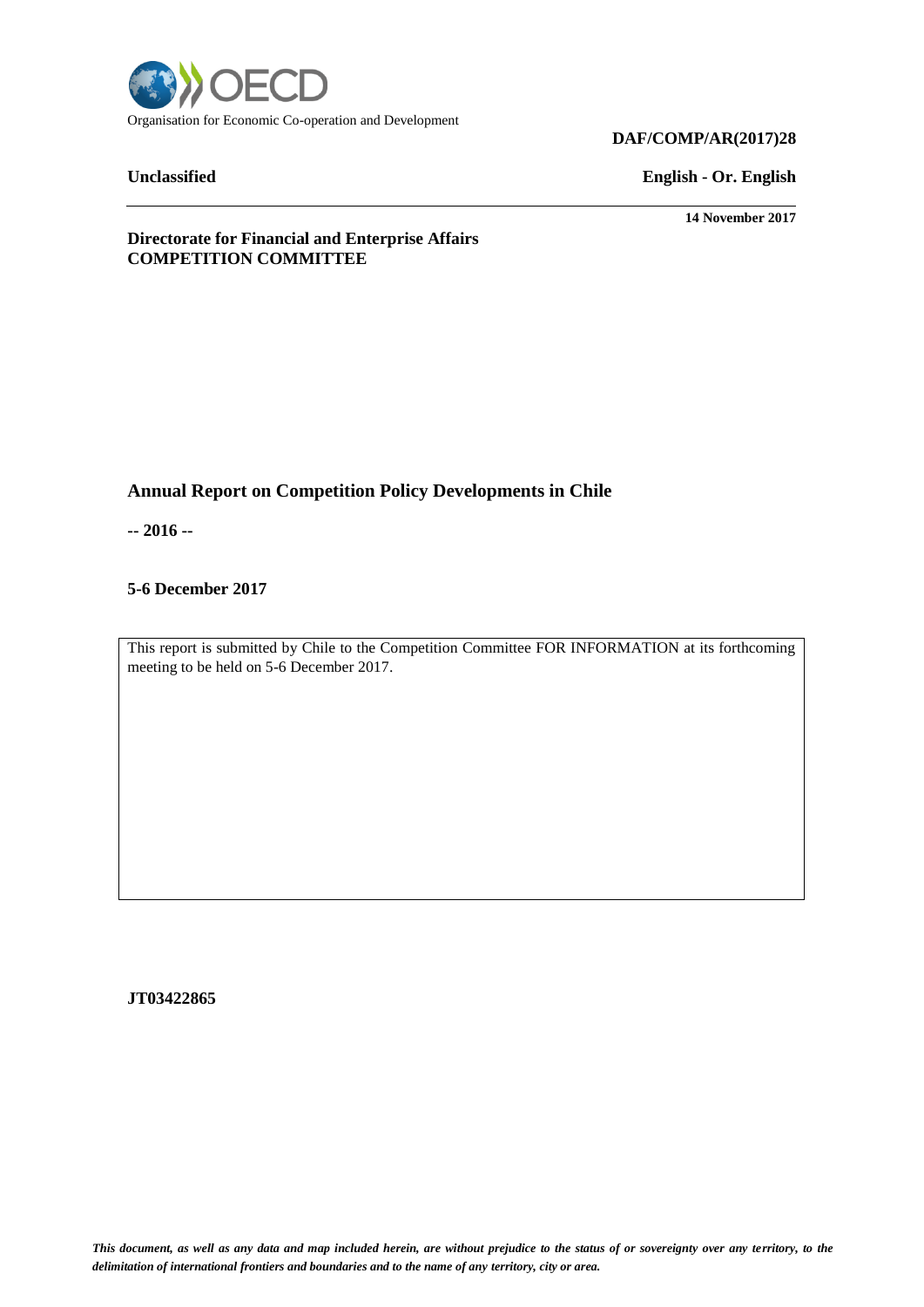Organisation for Economic Co-operation and Development

**DAF/COMP/AR(2017)28**

**Unclassified** **English - Or. English**

**14 November 2017**

**Directorate for Financial and Enterprise Affairs**
**COMPETITION COMMITTEE**

# Annual Report on Competition Policy Developments in Chile

**-- 2016 --**

**5-6 December 2017**

This report is submitted by Chile to the Competition Committee FOR INFORMATION at its forthcoming meeting to be held on 5-6 December 2017.

**JT03422865**

*This document, as well as any data and map included herein, are without prejudice to the status of or sovereignty over any territory, to the delimitation of international frontiers and boundaries and to the name of any territory, city or area.*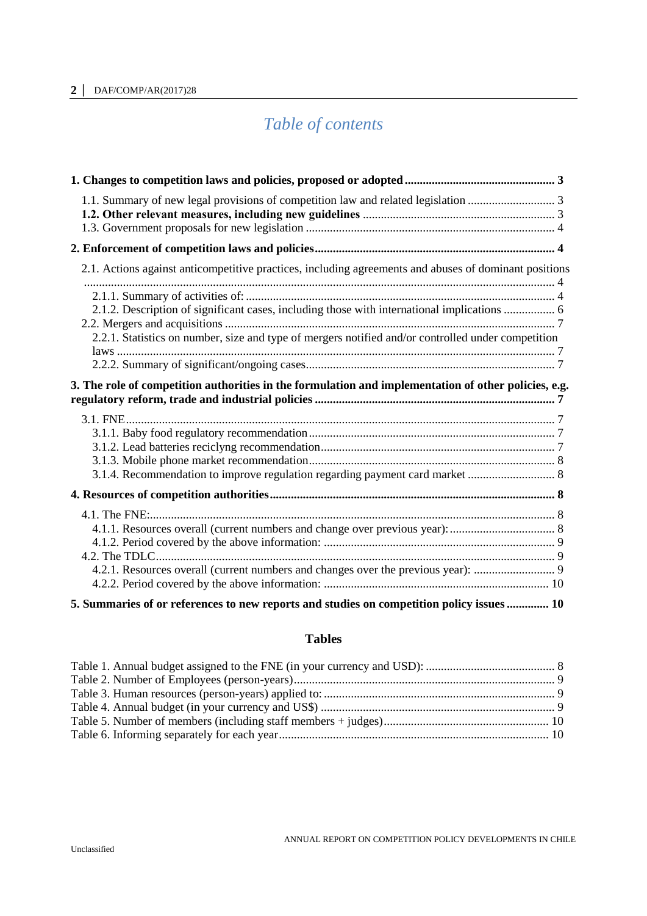# *Table of contents*

**1. Changes to competition laws and policies, proposed or adopted ................................................. 3**

1.1. Summary of new legal provisions of competition law and related legislation ............................ 3
**1.2. Other relevant measures, including new guidelines** ............................................................... 3
1.3. Government proposals for new legislation .................................................................................. 4

**2. Enforcement of competition laws and policies............................................................................... 4**

2.1. Actions against anticompetitive practices, including agreements and abuses of dominant positions ........................................................................................................................................... 4
2.1.1. Summary of activities of: ...................................................................................................... 4
2.1.2. Description of significant cases, including those with international implications ................ 6
2.2. Mergers and acquisitions ............................................................................................................. 7
2.2.1. Statistics on number, size and type of mergers notified and/or controlled under competition laws ................................................................................................................................................ 7
2.2.2. Summary of significant/ongoing cases.................................................................................. 7

**3. The role of competition authorities in the formulation and implementation of other policies, e.g. regulatory reform, trade and industrial policies ............................................................................... 7**

3.1. FNE............................................................................................................................................. 7
3.1.1. Baby food regulatory recommendation................................................................................. 7
3.1.2. Lead batteries reciclyng recommendation............................................................................. 7
3.1.3. Mobile phone market recommendation................................................................................. 8
3.1.4. Recommendation to improve regulation regarding payment card market ............................ 8

**4. Resources of competition authorities.............................................................................................. 8**

4.1. The FNE:...................................................................................................................................... 8
4.1.1. Resources overall (current numbers and change over previous year): .................................. 8
4.1.2. Period covered by the above information: ............................................................................ 9
4.2. The TDLC.................................................................................................................................... 9
4.2.1. Resources overall (current numbers and changes over the previous year): .......................... 9
4.2.2. Period covered by the above information: .......................................................................... 10

**5. Summaries of or references to new reports and studies on competition policy issues ............. 10**

## Tables

Table 1. Annual budget assigned to the FNE (in your currency and USD): .......................................... 8
Table 2. Number of Employees (person-years)...................................................................................... 9
Table 3. Human resources (person-years) applied to: ............................................................................ 9
Table 4. Annual budget (in your currency and US$) ............................................................................. 9
Table 5. Number of members (including staff members + judges)...................................................... 10
Table 6. Informing separately for each year......................................................................................... 10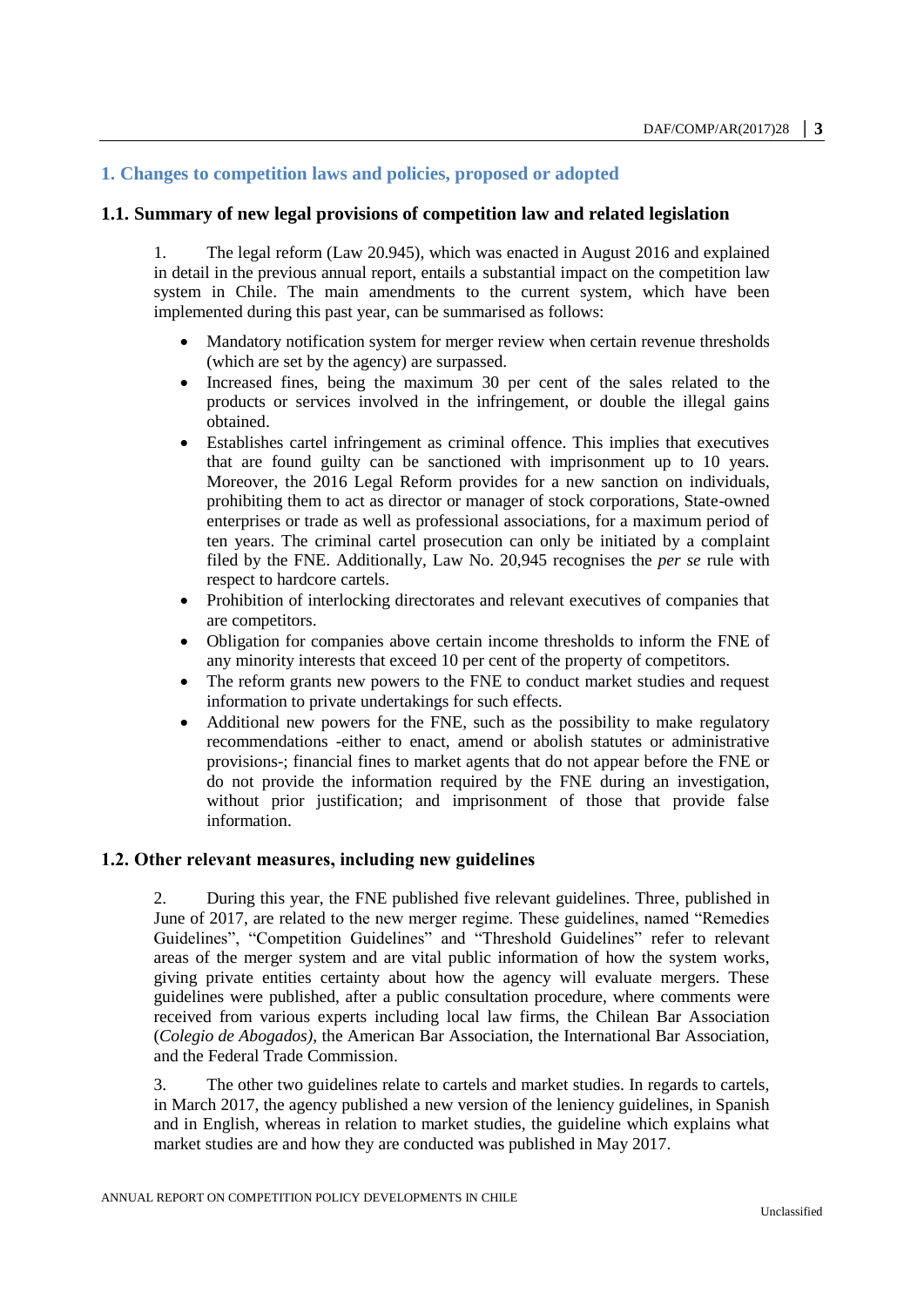## 1. Changes to competition laws and policies, proposed or adopted

### 1.1. Summary of new legal provisions of competition law and related legislation

1. The legal reform (Law 20.945), which was enacted in August 2016 and explained in detail in the previous annual report, entails a substantial impact on the competition law system in Chile. The main amendments to the current system, which have been implemented during this past year, can be summarised as follows:

- Mandatory notification system for merger review when certain revenue thresholds (which are set by the agency) are surpassed.
- Increased fines, being the maximum 30 per cent of the sales related to the products or services involved in the infringement, or double the illegal gains obtained.
- Establishes cartel infringement as criminal offence. This implies that executives that are found guilty can be sanctioned with imprisonment up to 10 years. Moreover, the 2016 Legal Reform provides for a new sanction on individuals, prohibiting them to act as director or manager of stock corporations, State-owned enterprises or trade as well as professional associations, for a maximum period of ten years. The criminal cartel prosecution can only be initiated by a complaint filed by the FNE. Additionally, Law No. 20,945 recognises the *per se* rule with respect to hardcore cartels.
- Prohibition of interlocking directorates and relevant executives of companies that are competitors.
- Obligation for companies above certain income thresholds to inform the FNE of any minority interests that exceed 10 per cent of the property of competitors.
- The reform grants new powers to the FNE to conduct market studies and request information to private undertakings for such effects.
- Additional new powers for the FNE, such as the possibility to make regulatory recommendations -either to enact, amend or abolish statutes or administrative provisions-; financial fines to market agents that do not appear before the FNE or do not provide the information required by the FNE during an investigation, without prior justification; and imprisonment of those that provide false information.

### 1.2. Other relevant measures, including new guidelines

2. During this year, the FNE published five relevant guidelines. Three, published in June of 2017, are related to the new merger regime. These guidelines, named "Remedies Guidelines", "Competition Guidelines" and "Threshold Guidelines" refer to relevant areas of the merger system and are vital public information of how the system works, giving private entities certainty about how the agency will evaluate mergers. These guidelines were published, after a public consultation procedure, where comments were received from various experts including local law firms, the Chilean Bar Association (*Colegio de Abogados)*, the American Bar Association, the International Bar Association, and the Federal Trade Commission.

3. The other two guidelines relate to cartels and market studies. In regards to cartels, in March 2017, the agency published a new version of the leniency guidelines, in Spanish and in English, whereas in relation to market studies, the guideline which explains what market studies are and how they are conducted was published in May 2017.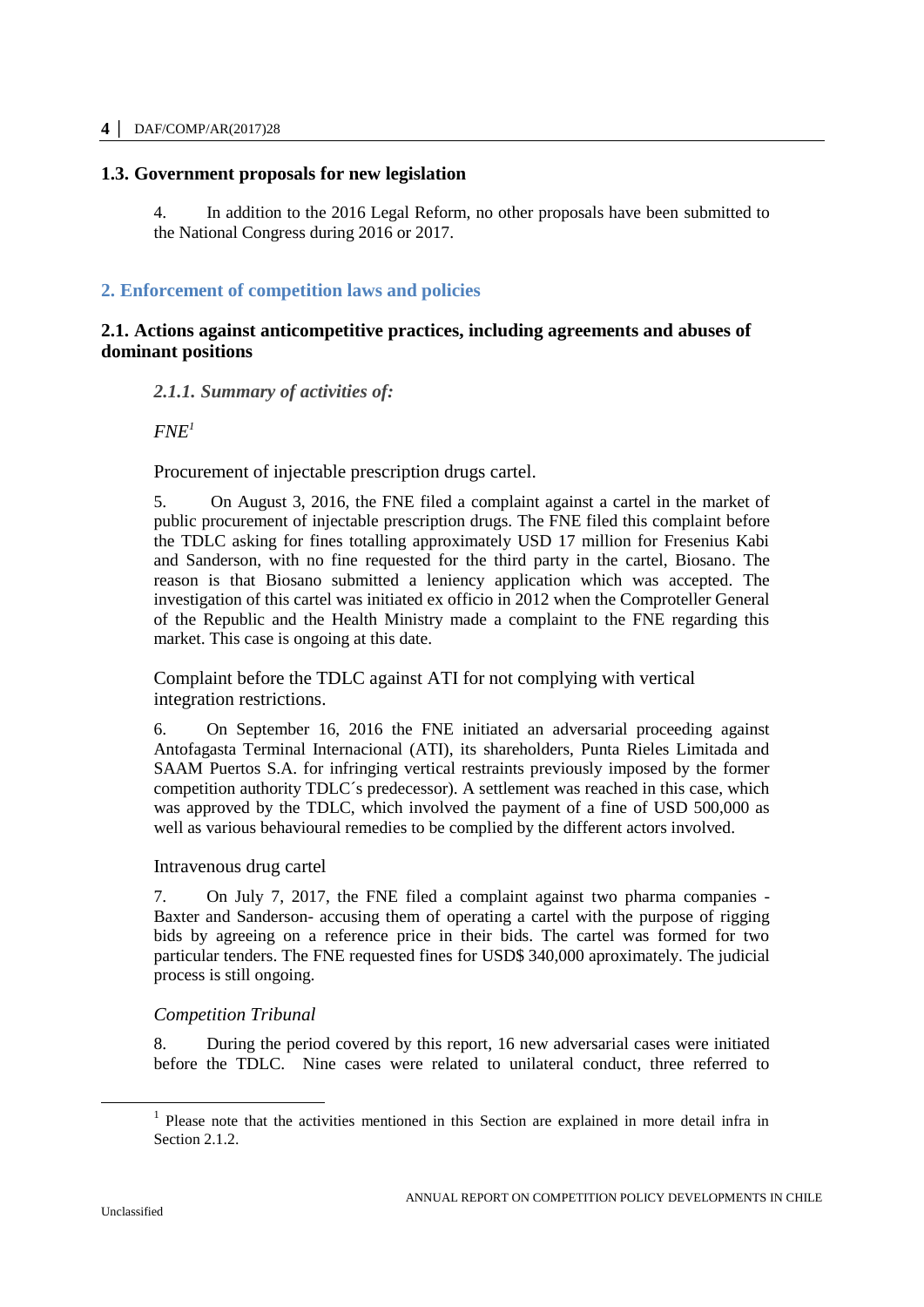### 1.3. Government proposals for new legislation

4. In addition to the 2016 Legal Reform, no other proposals have been submitted to the National Congress during 2016 or 2017.

## 2. Enforcement of competition laws and policies

### 2.1. Actions against anticompetitive practices, including agreements and abuses of dominant positions

#### *2.1.1. Summary of activities of:*

*FNE*[1]

Procurement of injectable prescription drugs cartel.

5. On August 3, 2016, the FNE filed a complaint against a cartel in the market of public procurement of injectable prescription drugs. The FNE filed this complaint before the TDLC asking for fines totalling approximately USD 17 million for Fresenius Kabi and Sanderson, with no fine requested for the third party in the cartel, Biosano. The reason is that Biosano submitted a leniency application which was accepted. The investigation of this cartel was initiated ex officio in 2012 when the Comproteller General of the Republic and the Health Ministry made a complaint to the FNE regarding this market. This case is ongoing at this date.

Complaint before the TDLC against ATI for not complying with vertical integration restrictions.

6. On September 16, 2016 the FNE initiated an adversarial proceeding against Antofagasta Terminal Internacional (ATI), its shareholders, Punta Rieles Limitada and SAAM Puertos S.A. for infringing vertical restraints previously imposed by the former competition authority TDLC´s predecessor). A settlement was reached in this case, which was approved by the TDLC, which involved the payment of a fine of USD 500,000 as well as various behavioural remedies to be complied by the different actors involved.

Intravenous drug cartel

7. On July 7, 2017, the FNE filed a complaint against two pharma companies - Baxter and Sanderson- accusing them of operating a cartel with the purpose of rigging bids by agreeing on a reference price in their bids. The cartel was formed for two particular tenders. The FNE requested fines for USD$ 340,000 aproximately. The judicial process is still ongoing.

*Competition Tribunal*

8. During the period covered by this report, 16 new adversarial cases were initiated before the TDLC. Nine cases were related to unilateral conduct, three referred to

[1] Please note that the activities mentioned in this Section are explained in more detail infra in Section 2.1.2.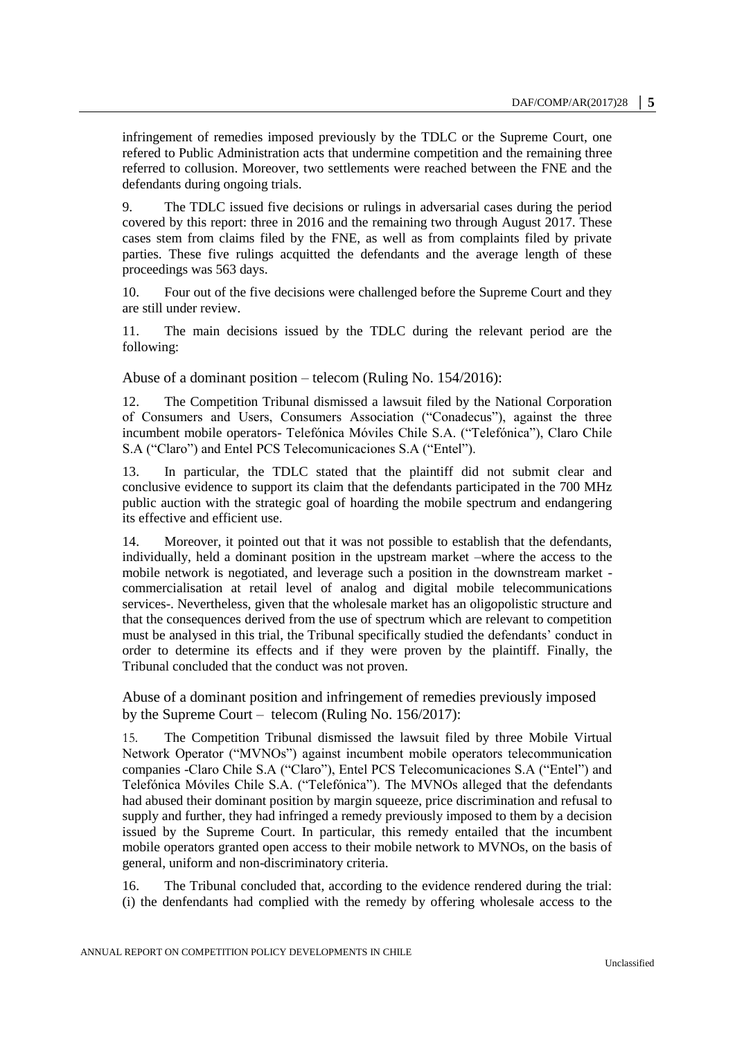infringement of remedies imposed previously by the TDLC or the Supreme Court, one refered to Public Administration acts that undermine competition and the remaining three referred to collusion. Moreover, two settlements were reached between the FNE and the defendants during ongoing trials.

9. The TDLC issued five decisions or rulings in adversarial cases during the period covered by this report: three in 2016 and the remaining two through August 2017. These cases stem from claims filed by the FNE, as well as from complaints filed by private parties. These five rulings acquitted the defendants and the average length of these proceedings was 563 days.

10. Four out of the five decisions were challenged before the Supreme Court and they are still under review.

11. The main decisions issued by the TDLC during the relevant period are the following:

### Abuse of a dominant position – telecom (Ruling No. 154/2016):

12. The Competition Tribunal dismissed a lawsuit filed by the National Corporation of Consumers and Users, Consumers Association ("Conadecus"), against the three incumbent mobile operators- Telefónica Móviles Chile S.A. ("Telefónica"), Claro Chile S.A ("Claro") and Entel PCS Telecomunicaciones S.A ("Entel").

13. In particular, the TDLC stated that the plaintiff did not submit clear and conclusive evidence to support its claim that the defendants participated in the 700 MHz public auction with the strategic goal of hoarding the mobile spectrum and endangering its effective and efficient use.

14. Moreover, it pointed out that it was not possible to establish that the defendants, individually, held a dominant position in the upstream market –where the access to the mobile network is negotiated, and leverage such a position in the downstream market - commercialisation at retail level of analog and digital mobile telecommunications services-. Nevertheless, given that the wholesale market has an oligopolistic structure and that the consequences derived from the use of spectrum which are relevant to competition must be analysed in this trial, the Tribunal specifically studied the defendants' conduct in order to determine its effects and if they were proven by the plaintiff. Finally, the Tribunal concluded that the conduct was not proven.

### Abuse of a dominant position and infringement of remedies previously imposed by the Supreme Court – telecom (Ruling No. 156/2017):

15. The Competition Tribunal dismissed the lawsuit filed by three Mobile Virtual Network Operator ("MVNOs") against incumbent mobile operators telecommunication companies -Claro Chile S.A ("Claro"), Entel PCS Telecomunicaciones S.A ("Entel") and Telefónica Móviles Chile S.A. ("Telefónica"). The MVNOs alleged that the defendants had abused their dominant position by margin squeeze, price discrimination and refusal to supply and further, they had infringed a remedy previously imposed to them by a decision issued by the Supreme Court. In particular, this remedy entailed that the incumbent mobile operators granted open access to their mobile network to MVNOs, on the basis of general, uniform and non-discriminatory criteria.

16. The Tribunal concluded that, according to the evidence rendered during the trial: (i) the denfendants had complied with the remedy by offering wholesale access to the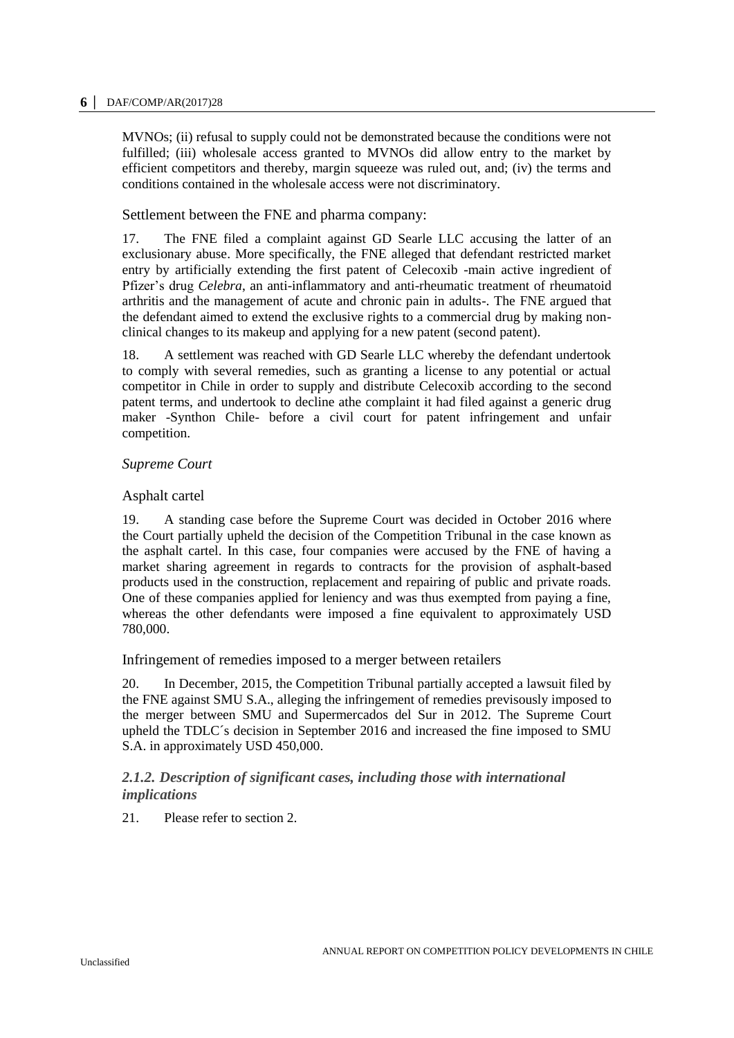MVNOs; (ii) refusal to supply could not be demonstrated because the conditions were not fulfilled; (iii) wholesale access granted to MVNOs did allow entry to the market by efficient competitors and thereby, margin squeeze was ruled out, and; (iv) the terms and conditions contained in the wholesale access were not discriminatory.

Settlement between the FNE and pharma company:

17. The FNE filed a complaint against GD Searle LLC accusing the latter of an exclusionary abuse. More specifically, the FNE alleged that defendant restricted market entry by artificially extending the first patent of Celecoxib -main active ingredient of Pfizer's drug *Celebra*, an anti-inflammatory and anti-rheumatic treatment of rheumatoid arthritis and the management of acute and chronic pain in adults-. The FNE argued that the defendant aimed to extend the exclusive rights to a commercial drug by making non-clinical changes to its makeup and applying for a new patent (second patent).

18. A settlement was reached with GD Searle LLC whereby the defendant undertook to comply with several remedies, such as granting a license to any potential or actual competitor in Chile in order to supply and distribute Celecoxib according to the second patent terms, and undertook to decline athe complaint it had filed against a generic drug maker -Synthon Chile- before a civil court for patent infringement and unfair competition.

*Supreme Court*

Asphalt cartel

19. A standing case before the Supreme Court was decided in October 2016 where the Court partially upheld the decision of the Competition Tribunal in the case known as the asphalt cartel. In this case, four companies were accused by the FNE of having a market sharing agreement in regards to contracts for the provision of asphalt-based products used in the construction, replacement and repairing of public and private roads. One of these companies applied for leniency and was thus exempted from paying a fine, whereas the other defendants were imposed a fine equivalent to approximately USD 780,000.

Infringement of remedies imposed to a merger between retailers

20. In December, 2015, the Competition Tribunal partially accepted a lawsuit filed by the FNE against SMU S.A., alleging the infringement of remedies previsously imposed to the merger between SMU and Supermercados del Sur in 2012. The Supreme Court upheld the TDLC´s decision in September 2016 and increased the fine imposed to SMU S.A. in approximately USD 450,000.

### *2.1.2. Description of significant cases, including those with international implications*

21. Please refer to section 2.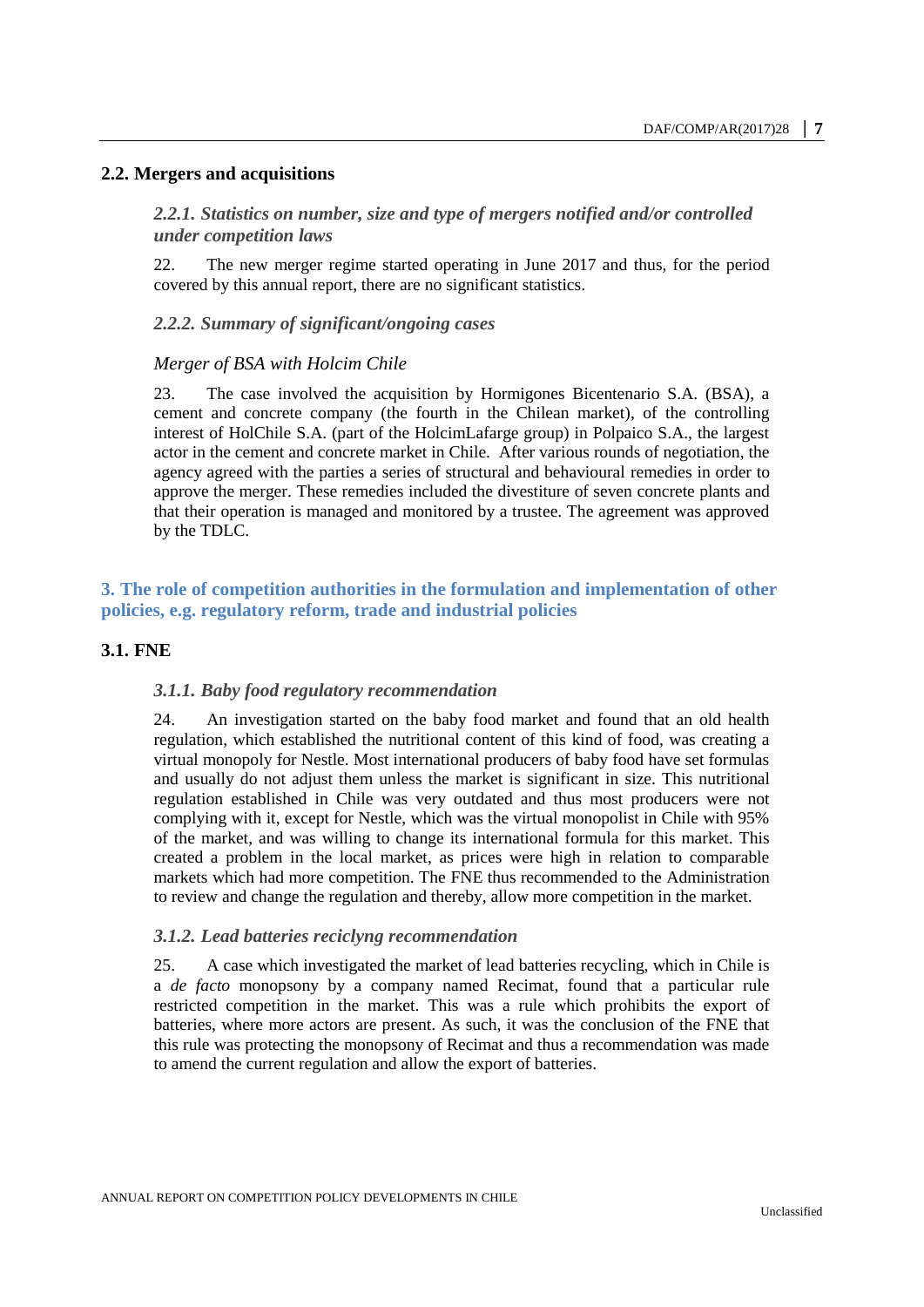## 2.2. Mergers and acquisitions

### *2.2.1. Statistics on number, size and type of mergers notified and/or controlled under competition laws*

22. The new merger regime started operating in June 2017 and thus, for the period covered by this annual report, there are no significant statistics.

### *2.2.2. Summary of significant/ongoing cases*

*Merger of BSA with Holcim Chile*

23. The case involved the acquisition by Hormigones Bicentenario S.A. (BSA), a cement and concrete company (the fourth in the Chilean market), of the controlling interest of HolChile S.A. (part of the HolcimLafarge group) in Polpaico S.A., the largest actor in the cement and concrete market in Chile. After various rounds of negotiation, the agency agreed with the parties a series of structural and behavioural remedies in order to approve the merger. These remedies included the divestiture of seven concrete plants and that their operation is managed and monitored by a trustee. The agreement was approved by the TDLC.

# 3. The role of competition authorities in the formulation and implementation of other policies, e.g. regulatory reform, trade and industrial policies

## 3.1. FNE

### *3.1.1. Baby food regulatory recommendation*

24. An investigation started on the baby food market and found that an old health regulation, which established the nutritional content of this kind of food, was creating a virtual monopoly for Nestle. Most international producers of baby food have set formulas and usually do not adjust them unless the market is significant in size. This nutritional regulation established in Chile was very outdated and thus most producers were not complying with it, except for Nestle, which was the virtual monopolist in Chile with 95% of the market, and was willing to change its international formula for this market. This created a problem in the local market, as prices were high in relation to comparable markets which had more competition. The FNE thus recommended to the Administration to review and change the regulation and thereby, allow more competition in the market.

### *3.1.2. Lead batteries reciclyng recommendation*

25. A case which investigated the market of lead batteries recycling, which in Chile is a *de facto* monopsony by a company named Recimat, found that a particular rule restricted competition in the market. This was a rule which prohibits the export of batteries, where more actors are present. As such, it was the conclusion of the FNE that this rule was protecting the monopsony of Recimat and thus a recommendation was made to amend the current regulation and allow the export of batteries.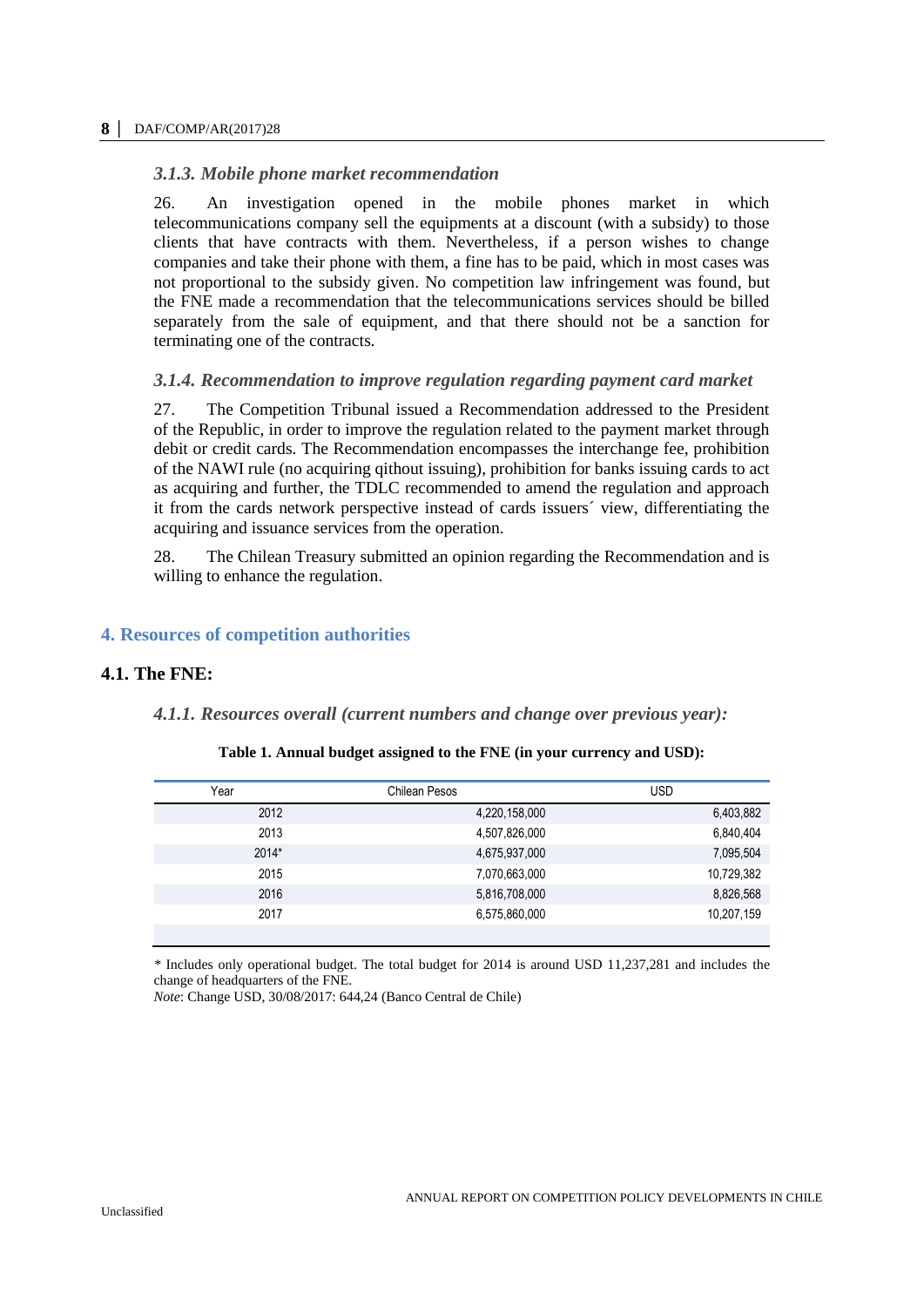### *3.1.3. Mobile phone market recommendation*

26. An investigation opened in the mobile phones market in which telecommunications company sell the equipments at a discount (with a subsidy) to those clients that have contracts with them. Nevertheless, if a person wishes to change companies and take their phone with them, a fine has to be paid, which in most cases was not proportional to the subsidy given. No competition law infringement was found, but the FNE made a recommendation that the telecommunications services should be billed separately from the sale of equipment, and that there should not be a sanction for terminating one of the contracts.

### *3.1.4. Recommendation to improve regulation regarding payment card market*

27. The Competition Tribunal issued a Recommendation addressed to the President of the Republic, in order to improve the regulation related to the payment market through debit or credit cards. The Recommendation encompasses the interchange fee, prohibition of the NAWI rule (no acquiring qithout issuing), prohibition for banks issuing cards to act as acquiring and further, the TDLC recommended to amend the regulation and approach it from the cards network perspective instead of cards issuers´ view, differentiating the acquiring and issuance services from the operation.

28. The Chilean Treasury submitted an opinion regarding the Recommendation and is willing to enhance the regulation.

## 4. Resources of competition authorities

### 4.1. The FNE:

#### *4.1.1. Resources overall (current numbers and change over previous year):*

**Table 1. Annual budget assigned to the FNE (in your currency and USD):**

| Year | Chilean Pesos | USD |
|---|---|---|
| 2012 | 4,220,158,000 | 6,403,882 |
| 2013 | 4,507,826,000 | 6,840,404 |
| 2014* | 4,675,937,000 | 7,095,504 |
| 2015 | 7,070,663,000 | 10,729,382 |
| 2016 | 5,816,708,000 | 8,826,568 |
| 2017 | 6,575,860,000 | 10,207,159 |

\* Includes only operational budget. The total budget for 2014 is around USD 11,237,281 and includes the change of headquarters of the FNE.

*Note*: Change USD, 30/08/2017: 644,24 (Banco Central de Chile)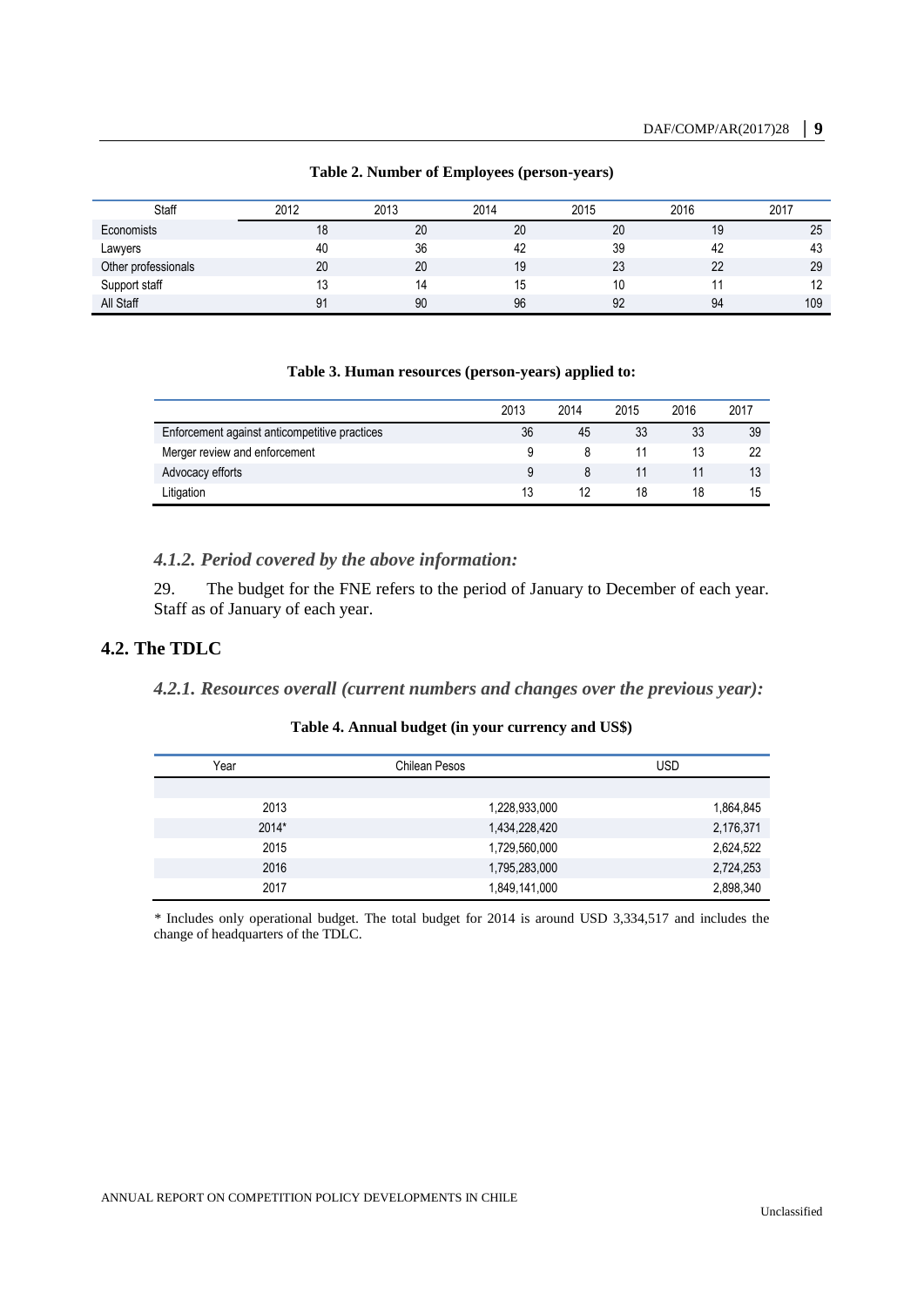**Table 2. Number of Employees (person-years)**

| Staff | 2012 | 2013 | 2014 | 2015 | 2016 | 2017 |
|---|---|---|---|---|---|---|
| Economists | 18 | 20 | 20 | 20 | 19 | 25 |
| Lawyers | 40 | 36 | 42 | 39 | 42 | 43 |
| Other professionals | 20 | 20 | 19 | 23 | 22 | 29 |
| Support staff | 13 | 14 | 15 | 10 | 11 | 12 |
| All Staff | 91 | 90 | 96 | 92 | 94 | 109 |

**Table 3. Human resources (person-years) applied to:**

| | 2013 | 2014 | 2015 | 2016 | 2017 |
|---|---|---|---|---|---|
| Enforcement against anticompetitive practices | 36 | 45 | 33 | 33 | 39 |
| Merger review and enforcement | 9 | 8 | 11 | 13 | 22 |
| Advocacy efforts | 9 | 8 | 11 | 11 | 13 |
| Litigation | 13 | 12 | 18 | 18 | 15 |

### *4.1.2. Period covered by the above information:*

29. The budget for the FNE refers to the period of January to December of each year. Staff as of January of each year.

## 4.2. The TDLC

### *4.2.1. Resources overall (current numbers and changes over the previous year):*

**Table 4. Annual budget (in your currency and US$)**

| Year | Chilean Pesos | USD |
|---|---|---|
| | | |
| 2013 | 1,228,933,000 | 1,864,845 |
| 2014* | 1,434,228,420 | 2,176,371 |
| 2015 | 1,729,560,000 | 2,624,522 |
| 2016 | 1,795,283,000 | 2,724,253 |
| 2017 | 1,849,141,000 | 2,898,340 |

\* Includes only operational budget. The total budget for 2014 is around USD 3,334,517 and includes the change of headquarters of the TDLC.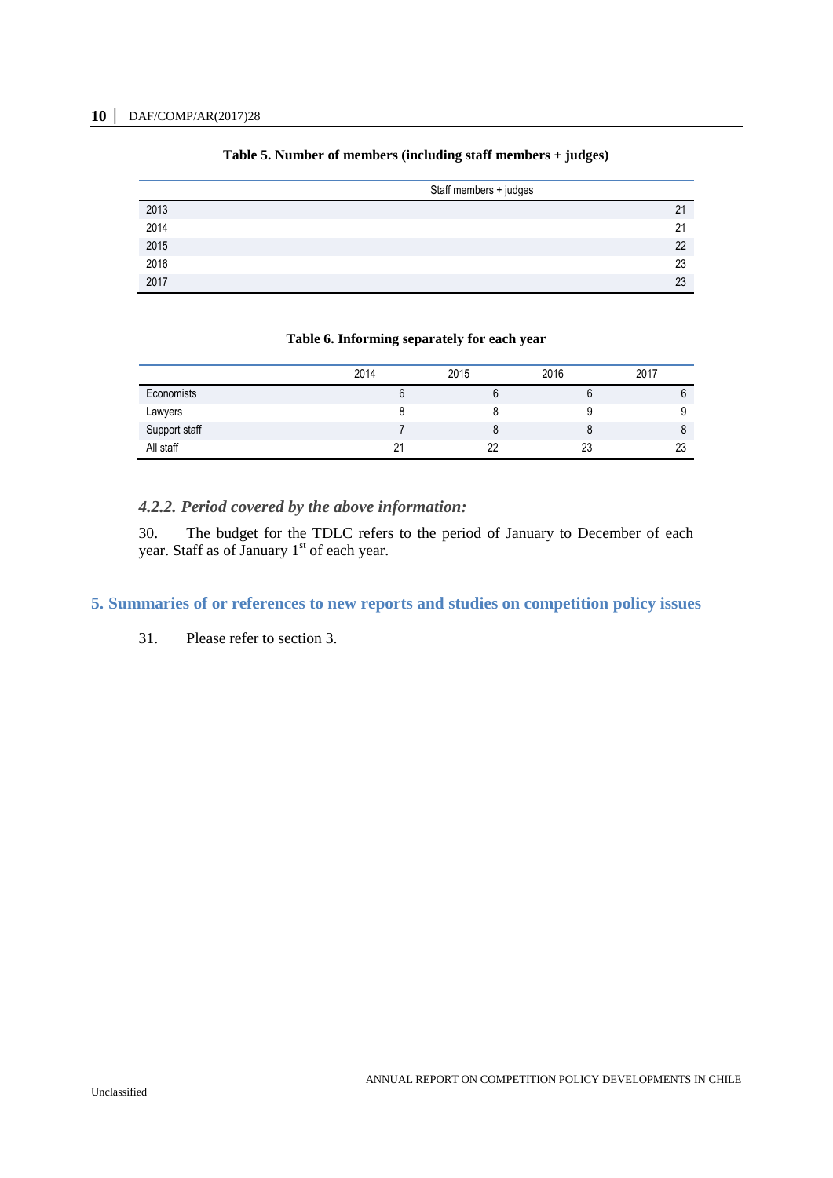**Table 5. Number of members (including staff members + judges)**

| | Staff members + judges |
|---|---|
| 2013 | 21 |
| 2014 | 21 |
| 2015 | 22 |
| 2016 | 23 |
| 2017 | 23 |

**Table 6. Informing separately for each year**

| | 2014 | 2015 | 2016 | 2017 |
|---|---|---|---|---|
| Economists | 6 | 6 | 6 | 6 |
| Lawyers | 8 | 8 | 9 | 9 |
| Support staff | 7 | 8 | 8 | 8 |
| All staff | 21 | 22 | 23 | 23 |

### *4.2.2. Period covered by the above information:*

30. The budget for the TDLC refers to the period of January to December of each year. Staff as of January 1st of each year.

## 5. Summaries of or references to new reports and studies on competition policy issues

31. Please refer to section 3.